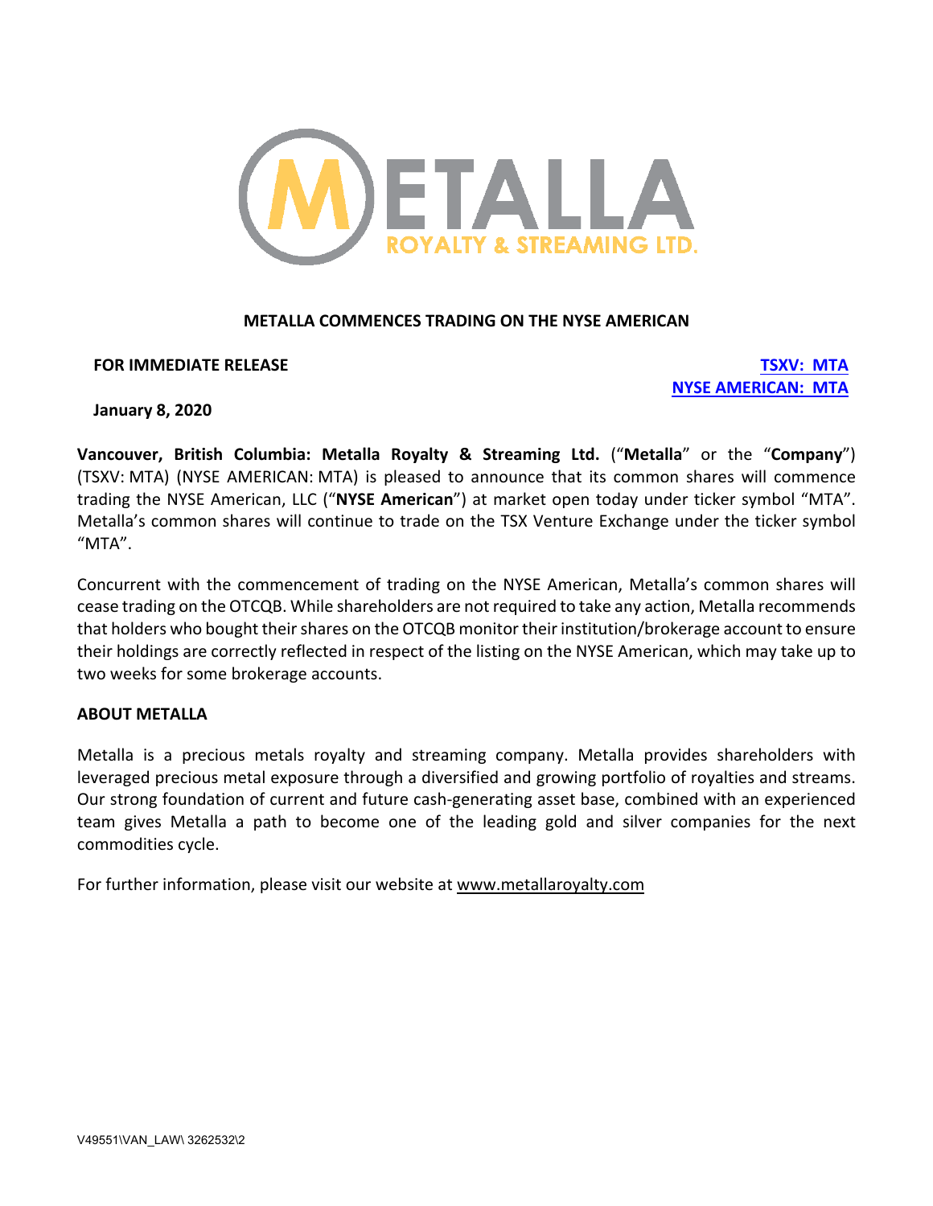# METALLA COMMENCES TRADING ON THE NYSE AMERICAN

**FOR IMMEDIATE RELEASE**

**TSXV: MTA**
**NYSE AMERICAN: MTA**

**January 8, 2020**

**Vancouver, British Columbia: Metalla Royalty & Streaming Ltd.** ("**Metalla**" or the "**Company**") (TSXV: MTA) (NYSE AMERICAN: MTA) is pleased to announce that its common shares will commence trading the NYSE American, LLC ("**NYSE American**") at market open today under ticker symbol "MTA". Metalla's common shares will continue to trade on the TSX Venture Exchange under the ticker symbol "MTA".

Concurrent with the commencement of trading on the NYSE American, Metalla's common shares will cease trading on the OTCQB. While shareholders are not required to take any action, Metalla recommends that holders who bought their shares on the OTCQB monitor their institution/brokerage account to ensure their holdings are correctly reflected in respect of the listing on the NYSE American, which may take up to two weeks for some brokerage accounts.

## ABOUT METALLA

Metalla is a precious metals royalty and streaming company. Metalla provides shareholders with leveraged precious metal exposure through a diversified and growing portfolio of royalties and streams. Our strong foundation of current and future cash-generating asset base, combined with an experienced team gives Metalla a path to become one of the leading gold and silver companies for the next commodities cycle.

For further information, please visit our website at www.metallaroyalty.com

V49551\VAN_LAW\ 3262532\2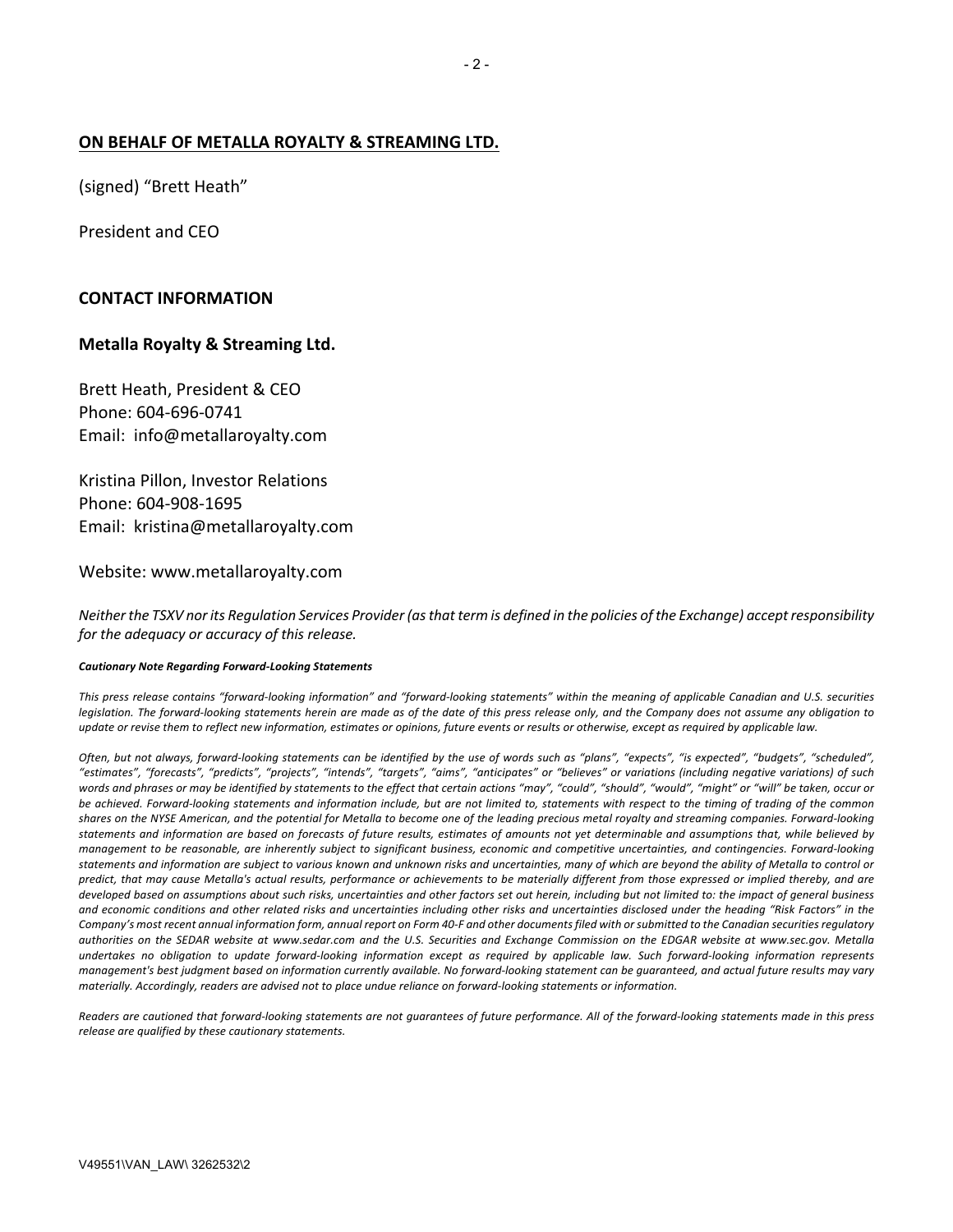**ON BEHALF OF METALLA ROYALTY & STREAMING LTD.**

(signed) "Brett Heath"

President and CEO

## CONTACT INFORMATION

### Metalla Royalty & Streaming Ltd.

Brett Heath, President & CEO
Phone: 604-696-0741
Email: info@metallaroyalty.com

Kristina Pillon, Investor Relations
Phone: 604-908-1695
Email: kristina@metallaroyalty.com

Website: www.metallaroyalty.com

*Neither the TSXV nor its Regulation Services Provider (as that term is defined in the policies of the Exchange) accept responsibility for the adequacy or accuracy of this release.*

***Cautionary Note Regarding Forward-Looking Statements***

*This press release contains "forward-looking information" and "forward-looking statements" within the meaning of applicable Canadian and U.S. securities legislation. The forward-looking statements herein are made as of the date of this press release only, and the Company does not assume any obligation to update or revise them to reflect new information, estimates or opinions, future events or results or otherwise, except as required by applicable law.*

*Often, but not always, forward-looking statements can be identified by the use of words such as "plans", "expects", "is expected", "budgets", "scheduled", "estimates", "forecasts", "predicts", "projects", "intends", "targets", "aims", "anticipates" or "believes" or variations (including negative variations) of such words and phrases or may be identified by statements to the effect that certain actions "may", "could", "should", "would", "might" or "will" be taken, occur or be achieved. Forward-looking statements and information include, but are not limited to, statements with respect to the timing of trading of the common shares on the NYSE American, and the potential for Metalla to become one of the leading precious metal royalty and streaming companies. Forward-looking statements and information are based on forecasts of future results, estimates of amounts not yet determinable and assumptions that, while believed by management to be reasonable, are inherently subject to significant business, economic and competitive uncertainties, and contingencies. Forward-looking statements and information are subject to various known and unknown risks and uncertainties, many of which are beyond the ability of Metalla to control or predict, that may cause Metalla's actual results, performance or achievements to be materially different from those expressed or implied thereby, and are developed based on assumptions about such risks, uncertainties and other factors set out herein, including but not limited to: the impact of general business and economic conditions and other related risks and uncertainties including other risks and uncertainties disclosed under the heading "Risk Factors" in the Company's most recent annual information form, annual report on Form 40-F and other documents filed with or submitted to the Canadian securities regulatory authorities on the SEDAR website at www.sedar.com and the U.S. Securities and Exchange Commission on the EDGAR website at www.sec.gov. Metalla undertakes no obligation to update forward-looking information except as required by applicable law. Such forward-looking information represents management's best judgment based on information currently available. No forward-looking statement can be guaranteed, and actual future results may vary materially. Accordingly, readers are advised not to place undue reliance on forward-looking statements or information.*

*Readers are cautioned that forward-looking statements are not guarantees of future performance. All of the forward-looking statements made in this press release are qualified by these cautionary statements.*

V49551\VAN_LAW\ 3262532\2